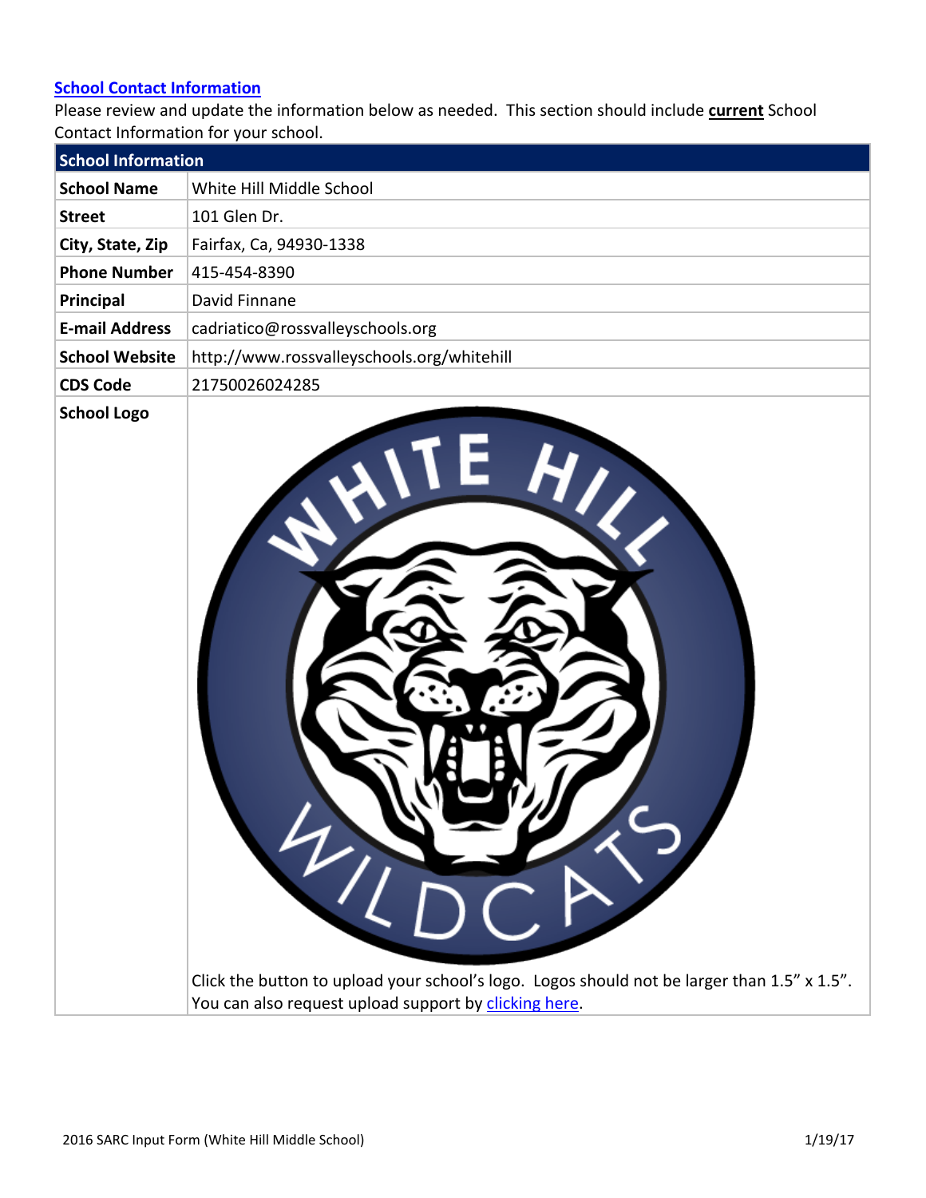## School Contact Information

Please review and update the information below as needed. This section should include **current** School Contact Information for your school.

| School Information | |
|---|---|
| **School Name** | White Hill Middle School |
| **Street** | 101 Glen Dr. |
| **City, State, Zip** | Fairfax, Ca, 94930-1338 |
| **Phone Number** | 415-454-8390 |
| **Principal** | David Finnane |
| **E-mail Address** | cadriatico@rossvalleyschools.org |
| **School Website** | http://www.rossvalleyschools.org/whitehill |
| **CDS Code** | 21750026024285 |
| **School Logo** | Click the button to upload your school's logo. Logos should not be larger than 1.5" x 1.5". You can also request upload support by clicking here. |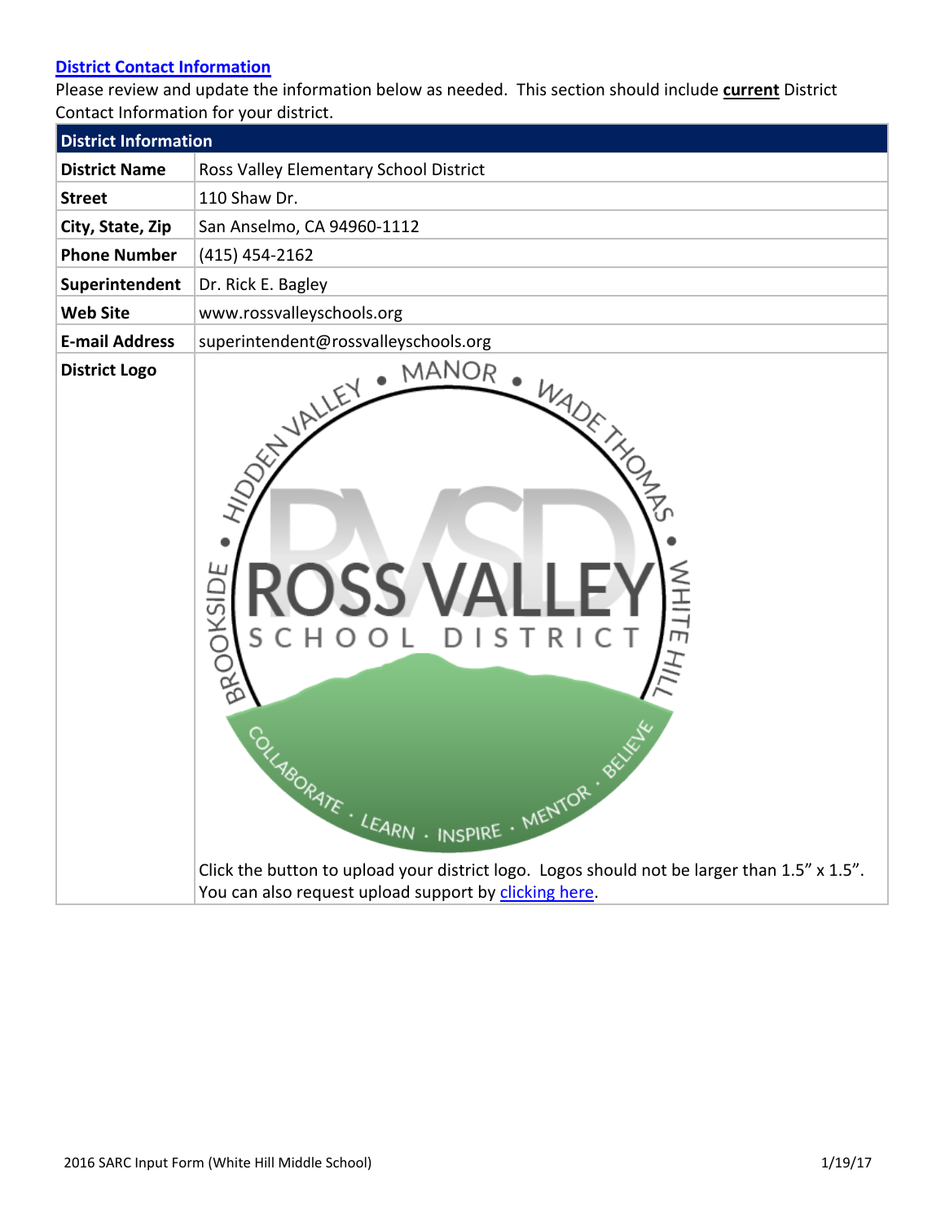## District Contact Information

Please review and update the information below as needed. This section should include **current** District Contact Information for your district.

| District Information | |
|---|---|
| **District Name** | Ross Valley Elementary School District |
| **Street** | 110 Shaw Dr. |
| **City, State, Zip** | San Anselmo, CA 94960-1112 |
| **Phone Number** | (415) 454-2162 |
| **Superintendent** | Dr. Rick E. Bagley |
| **Web Site** | www.rossvalleyschools.org |
| **E-mail Address** | superintendent@rossvalleyschools.org |
| **District Logo** | Click the button to upload your district logo. Logos should not be larger than 1.5" x 1.5". You can also request upload support by clicking here. |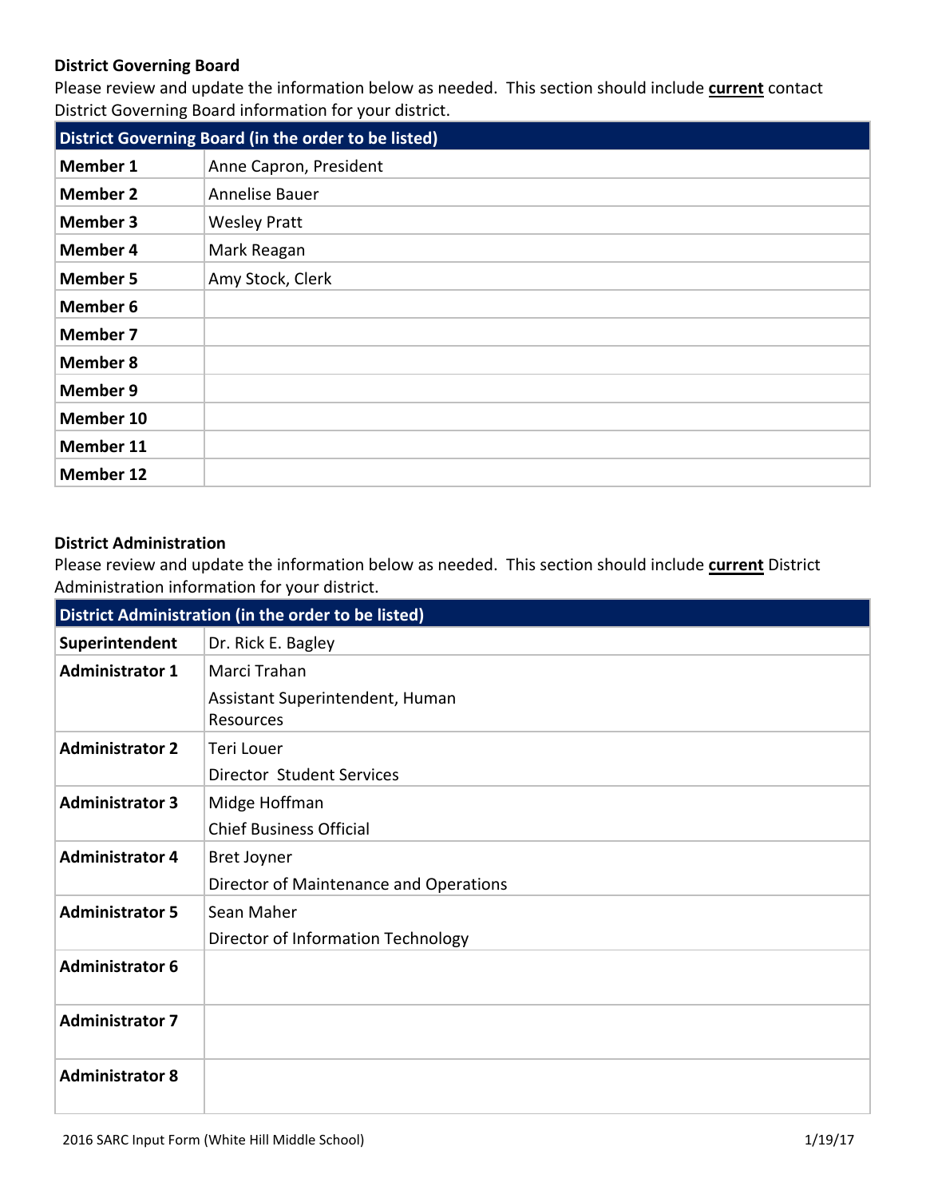### District Governing Board

Please review and update the information below as needed. This section should include **current** contact District Governing Board information for your district.

| District Governing Board (in the order to be listed) | |
|---|---|
| **Member 1** | Anne Capron, President |
| **Member 2** | Annelise Bauer |
| **Member 3** | Wesley Pratt |
| **Member 4** | Mark Reagan |
| **Member 5** | Amy Stock, Clerk |
| **Member 6** | |
| **Member 7** | |
| **Member 8** | |
| **Member 9** | |
| **Member 10** | |
| **Member 11** | |
| **Member 12** | |

### District Administration

Please review and update the information below as needed. This section should include **current** District Administration information for your district.

| District Administration (in the order to be listed) | |
|---|---|
| **Superintendent** | Dr. Rick E. Bagley |
| **Administrator 1** | Marci Trahan<br>Assistant Superintendent, Human Resources |
| **Administrator 2** | Teri Louer<br>Director Student Services |
| **Administrator 3** | Midge Hoffman<br>Chief Business Official |
| **Administrator 4** | Bret Joyner<br>Director of Maintenance and Operations |
| **Administrator 5** | Sean Maher<br>Director of Information Technology |
| **Administrator 6** | |
| **Administrator 7** | |
| **Administrator 8** | |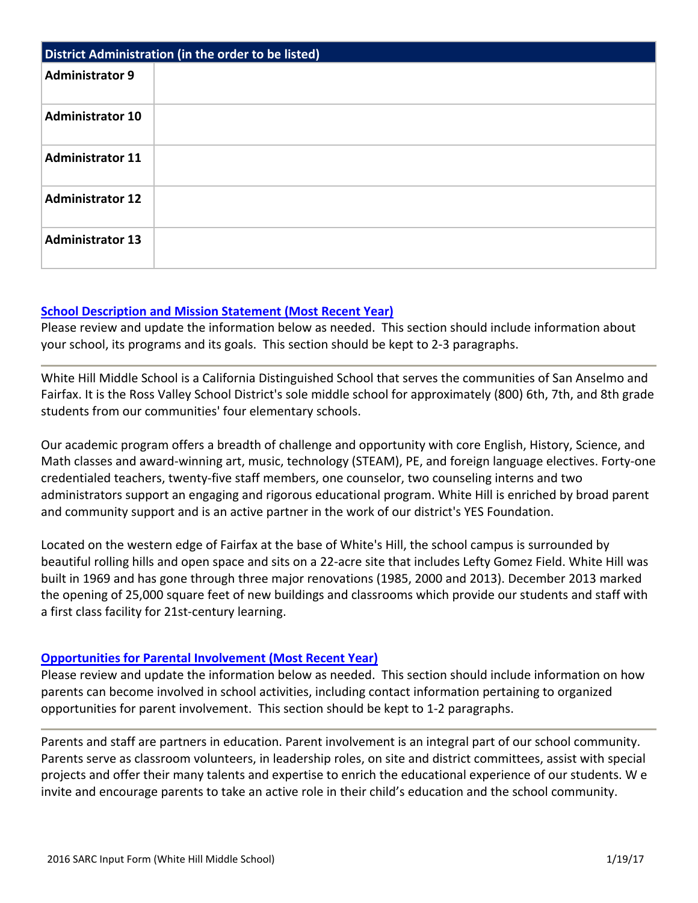| District Administration (in the order to be listed) | |
|---|---|
| **Administrator 9** | |
| **Administrator 10** | |
| **Administrator 11** | |
| **Administrator 12** | |
| **Administrator 13** | |

## School Description and Mission Statement (Most Recent Year)

Please review and update the information below as needed. This section should include information about your school, its programs and its goals. This section should be kept to 2-3 paragraphs.

---

White Hill Middle School is a California Distinguished School that serves the communities of San Anselmo and Fairfax. It is the Ross Valley School District's sole middle school for approximately (800) 6th, 7th, and 8th grade students from our communities' four elementary schools.

Our academic program offers a breadth of challenge and opportunity with core English, History, Science, and Math classes and award-winning art, music, technology (STEAM), PE, and foreign language electives. Forty-one credentialed teachers, twenty-five staff members, one counselor, two counseling interns and two administrators support an engaging and rigorous educational program. White Hill is enriched by broad parent and community support and is an active partner in the work of our district's YES Foundation.

Located on the western edge of Fairfax at the base of White's Hill, the school campus is surrounded by beautiful rolling hills and open space and sits on a 22-acre site that includes Lefty Gomez Field. White Hill was built in 1969 and has gone through three major renovations (1985, 2000 and 2013). December 2013 marked the opening of 25,000 square feet of new buildings and classrooms which provide our students and staff with a first class facility for 21st-century learning.

## Opportunities for Parental Involvement (Most Recent Year)

Please review and update the information below as needed. This section should include information on how parents can become involved in school activities, including contact information pertaining to organized opportunities for parent involvement. This section should be kept to 1-2 paragraphs.

---

Parents and staff are partners in education. Parent involvement is an integral part of our school community. Parents serve as classroom volunteers, in leadership roles, on site and district committees, assist with special projects and offer their many talents and expertise to enrich the educational experience of our students. W e invite and encourage parents to take an active role in their child's education and the school community.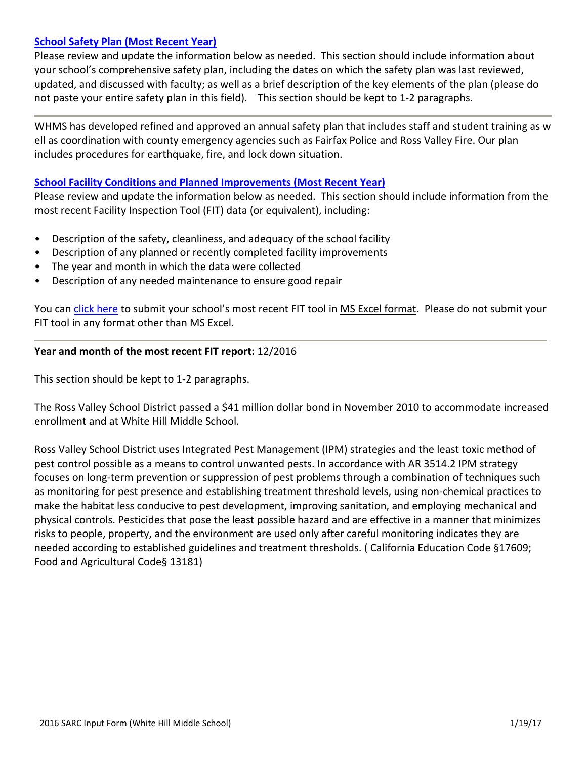### School Safety Plan (Most Recent Year)

Please review and update the information below as needed. This section should include information about your school's comprehensive safety plan, including the dates on which the safety plan was last reviewed, updated, and discussed with faculty; as well as a brief description of the key elements of the plan (please do not paste your entire safety plan in this field). This section should be kept to 1-2 paragraphs.

---

WHMS has developed refined and approved an annual safety plan that includes staff and student training as w ell as coordination with county emergency agencies such as Fairfax Police and Ross Valley Fire. Our plan includes procedures for earthquake, fire, and lock down situation.

### School Facility Conditions and Planned Improvements (Most Recent Year)

Please review and update the information below as needed. This section should include information from the most recent Facility Inspection Tool (FIT) data (or equivalent), including:

- Description of the safety, cleanliness, and adequacy of the school facility
- Description of any planned or recently completed facility improvements
- The year and month in which the data were collected
- Description of any needed maintenance to ensure good repair

You can click here to submit your school's most recent FIT tool in MS Excel format. Please do not submit your FIT tool in any format other than MS Excel.

---

**Year and month of the most recent FIT report:** 12/2016

This section should be kept to 1-2 paragraphs.

The Ross Valley School District passed a $41 million dollar bond in November 2010 to accommodate increased enrollment and at White Hill Middle School.

Ross Valley School District uses Integrated Pest Management (IPM) strategies and the least toxic method of pest control possible as a means to control unwanted pests. In accordance with AR 3514.2 IPM strategy focuses on long-term prevention or suppression of pest problems through a combination of techniques such as monitoring for pest presence and establishing treatment threshold levels, using non-chemical practices to make the habitat less conducive to pest development, improving sanitation, and employing mechanical and physical controls. Pesticides that pose the least possible hazard and are effective in a manner that minimizes risks to people, property, and the environment are used only after careful monitoring indicates they are needed according to established guidelines and treatment thresholds. ( California Education Code §17609; Food and Agricultural Code§ 13181)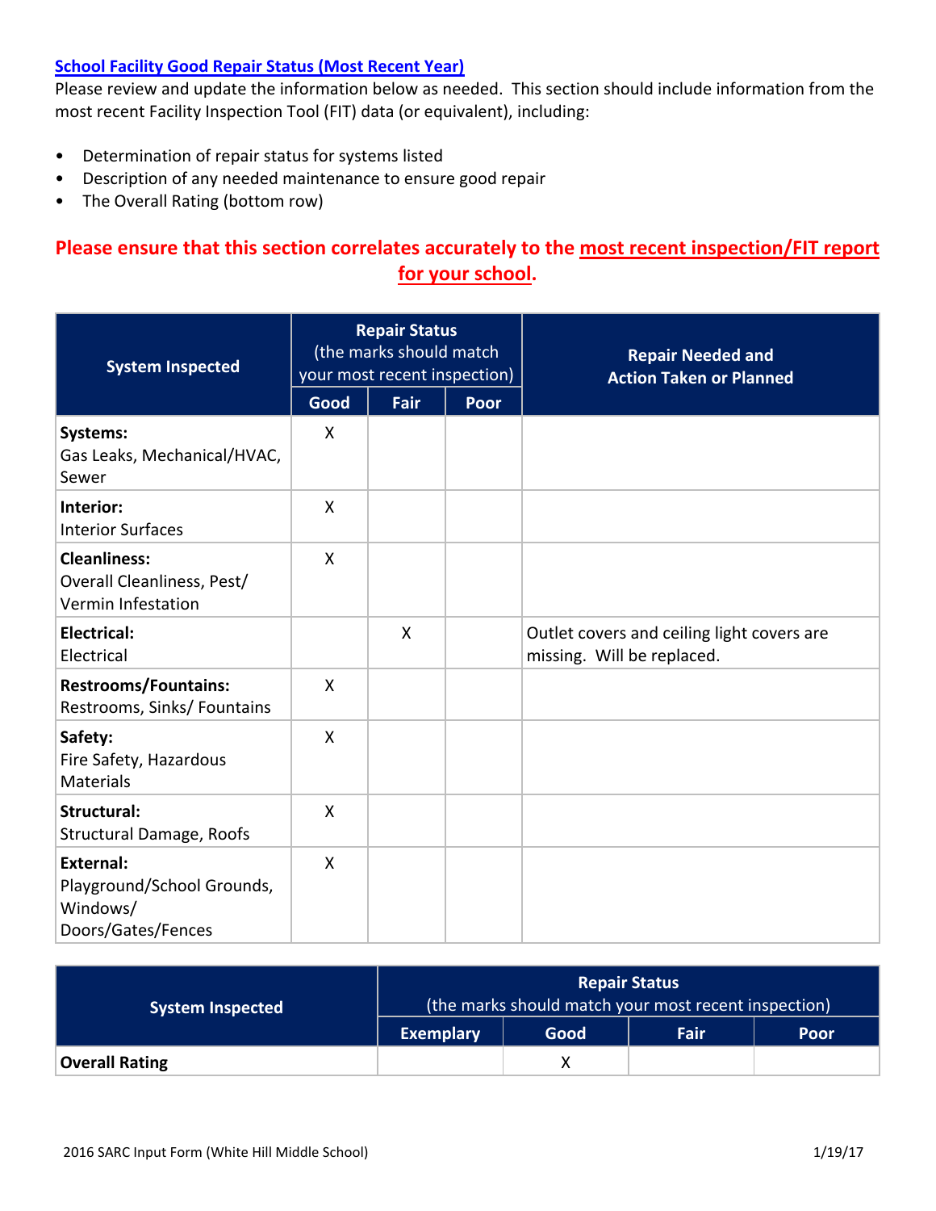## School Facility Good Repair Status (Most Recent Year)

Please review and update the information below as needed. This section should include information from the most recent Facility Inspection Tool (FIT) data (or equivalent), including:

- Determination of repair status for systems listed
- Description of any needed maintenance to ensure good repair
- The Overall Rating (bottom row)

**Please ensure that this section correlates accurately to the most recent inspection/FIT report for your school.**

| System Inspected | Repair Status (the marks should match your most recent inspection) | | | Repair Needed and Action Taken or Planned |
|---|---|---|---|---|
| | Good | Fair | Poor | |
| **Systems:** Gas Leaks, Mechanical/HVAC, Sewer | X | | | |
| **Interior:** Interior Surfaces | X | | | |
| **Cleanliness:** Overall Cleanliness, Pest/ Vermin Infestation | X | | | |
| **Electrical:** Electrical | | X | | Outlet covers and ceiling light covers are missing. Will be replaced. |
| **Restrooms/Fountains:** Restrooms, Sinks/ Fountains | X | | | |
| **Safety:** Fire Safety, Hazardous Materials | X | | | |
| **Structural:** Structural Damage, Roofs | X | | | |
| **External:** Playground/School Grounds, Windows/ Doors/Gates/Fences | X | | | |

| System Inspected | Repair Status (the marks should match your most recent inspection) | | | |
|---|---|---|---|---|
| | Exemplary | Good | Fair | Poor |
| **Overall Rating** | | X | | |

2016 SARC Input Form (White Hill Middle School) 1/19/17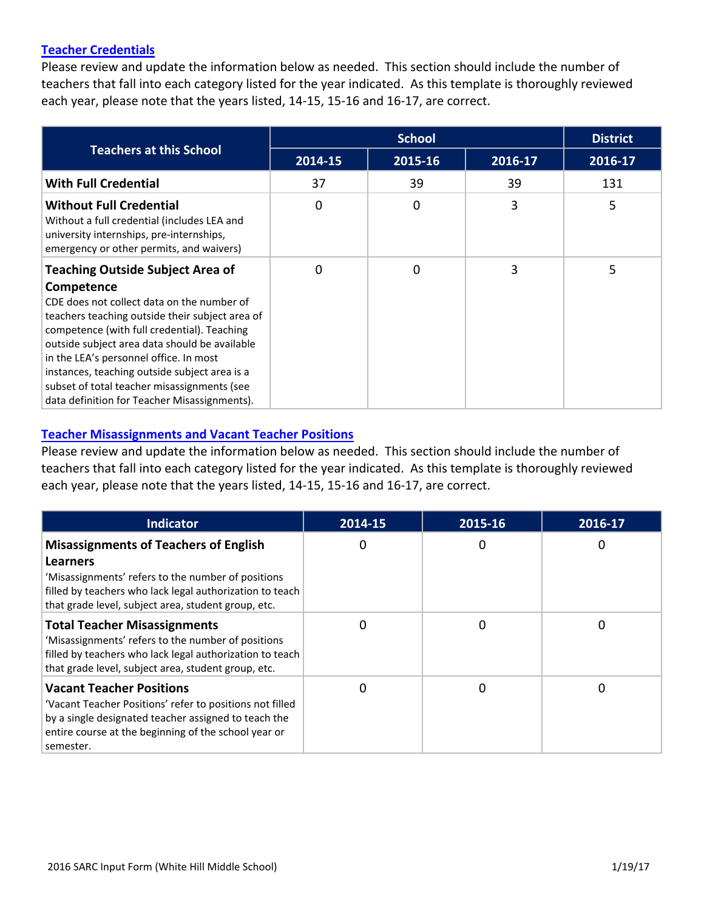### Teacher Credentials

Please review and update the information below as needed. This section should include the number of teachers that fall into each category listed for the year indicated. As this template is thoroughly reviewed each year, please note that the years listed, 14-15, 15-16 and 16-17, are correct.

| Teachers at this School | School | | | District |
|---|---|---|---|---|
| | 2014-15 | 2015-16 | 2016-17 | 2016-17 |
| **With Full Credential** | 37 | 39 | 39 | 131 |
| **Without Full Credential** Without a full credential (includes LEA and university internships, pre-internships, emergency or other permits, and waivers) | 0 | 0 | 3 | 5 |
| **Teaching Outside Subject Area of Competence** CDE does not collect data on the number of teachers teaching outside their subject area of competence (with full credential). Teaching outside subject area data should be available in the LEA's personnel office. In most instances, teaching outside subject area is a subset of total teacher misassignments (see data definition for Teacher Misassignments). | 0 | 0 | 3 | 5 |

### Teacher Misassignments and Vacant Teacher Positions

Please review and update the information below as needed. This section should include the number of teachers that fall into each category listed for the year indicated. As this template is thoroughly reviewed each year, please note that the years listed, 14-15, 15-16 and 16-17, are correct.

| Indicator | 2014-15 | 2015-16 | 2016-17 |
|---|---|---|---|
| **Misassignments of Teachers of English Learners** 'Misassignments' refers to the number of positions filled by teachers who lack legal authorization to teach that grade level, subject area, student group, etc. | 0 | 0 | 0 |
| **Total Teacher Misassignments** 'Misassignments' refers to the number of positions filled by teachers who lack legal authorization to teach that grade level, subject area, student group, etc. | 0 | 0 | 0 |
| **Vacant Teacher Positions** 'Vacant Teacher Positions' refer to positions not filled by a single designated teacher assigned to teach the entire course at the beginning of the school year or semester. | 0 | 0 | 0 |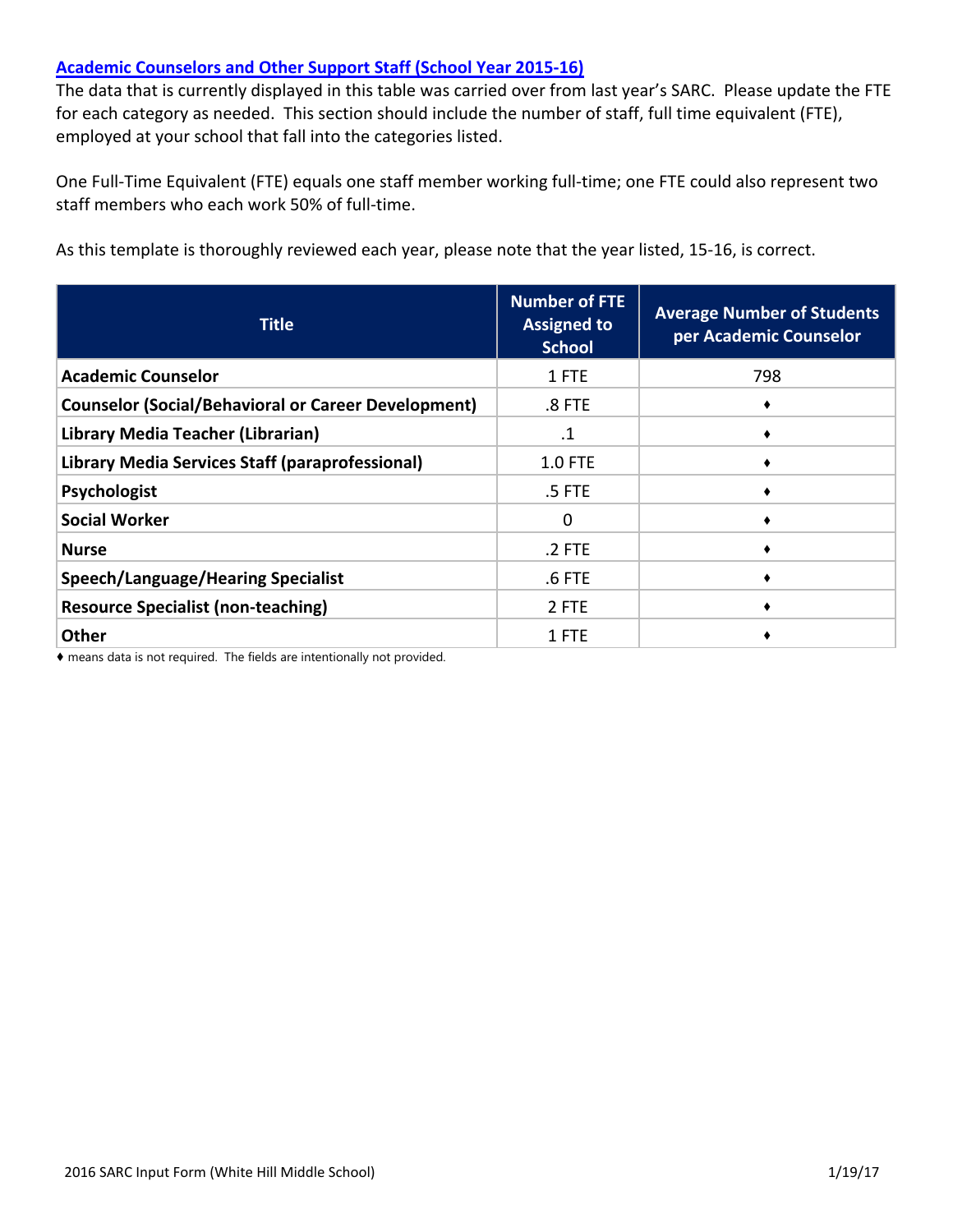## Academic Counselors and Other Support Staff (School Year 2015-16)

The data that is currently displayed in this table was carried over from last year's SARC. Please update the FTE for each category as needed. This section should include the number of staff, full time equivalent (FTE), employed at your school that fall into the categories listed.

One Full-Time Equivalent (FTE) equals one staff member working full-time; one FTE could also represent two staff members who each work 50% of full-time.

As this template is thoroughly reviewed each year, please note that the year listed, 15-16, is correct.

| Title | Number of FTE Assigned to School | Average Number of Students per Academic Counselor |
|---|---|---|
| **Academic Counselor** | 1 FTE | 798 |
| **Counselor (Social/Behavioral or Career Development)** | .8 FTE | ♦ |
| **Library Media Teacher (Librarian)** | .1 | ♦ |
| **Library Media Services Staff (paraprofessional)** | 1.0 FTE | ♦ |
| **Psychologist** | .5 FTE | ♦ |
| **Social Worker** | 0 | ♦ |
| **Nurse** | .2 FTE | ♦ |
| **Speech/Language/Hearing Specialist** | .6 FTE | ♦ |
| **Resource Specialist (non-teaching)** | 2 FTE | ♦ |
| **Other** | 1 FTE | ♦ |

♦ means data is not required. The fields are intentionally not provided.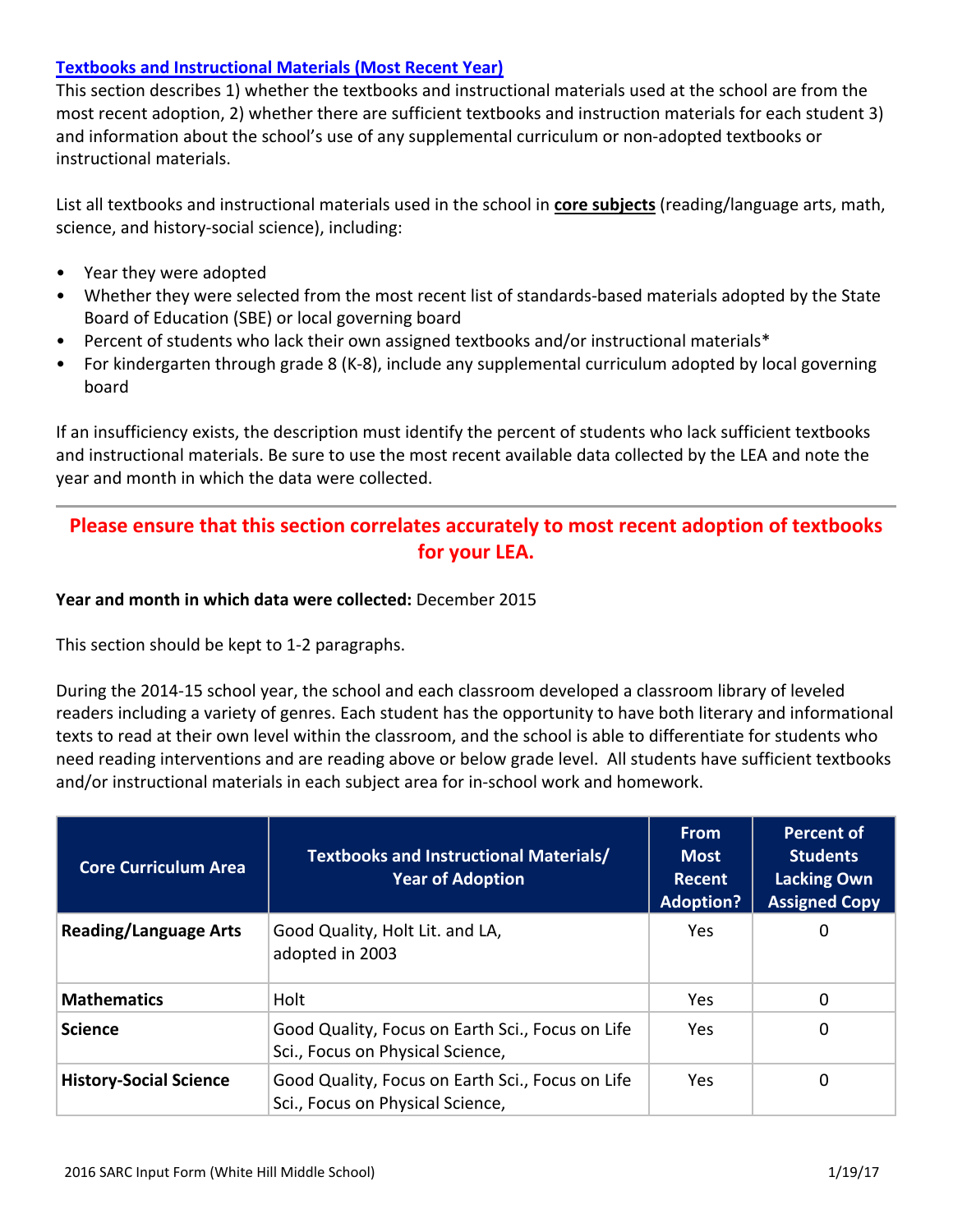### Textbooks and Instructional Materials (Most Recent Year)

This section describes 1) whether the textbooks and instructional materials used at the school are from the most recent adoption, 2) whether there are sufficient textbooks and instruction materials for each student 3) and information about the school's use of any supplemental curriculum or non-adopted textbooks or instructional materials.

List all textbooks and instructional materials used in the school in **core subjects** (reading/language arts, math, science, and history-social science), including:

- Year they were adopted
- Whether they were selected from the most recent list of standards-based materials adopted by the State Board of Education (SBE) or local governing board
- Percent of students who lack their own assigned textbooks and/or instructional materials*
- For kindergarten through grade 8 (K-8), include any supplemental curriculum adopted by local governing board

If an insufficiency exists, the description must identify the percent of students who lack sufficient textbooks and instructional materials. Be sure to use the most recent available data collected by the LEA and note the year and month in which the data were collected.

---

**Please ensure that this section correlates accurately to most recent adoption of textbooks for your LEA.**

**Year and month in which data were collected:** December 2015

This section should be kept to 1-2 paragraphs.

During the 2014-15 school year, the school and each classroom developed a classroom library of leveled readers including a variety of genres. Each student has the opportunity to have both literary and informational texts to read at their own level within the classroom, and the school is able to differentiate for students who need reading interventions and are reading above or below grade level. All students have sufficient textbooks and/or instructional materials in each subject area for in-school work and homework.

| Core Curriculum Area | Textbooks and Instructional Materials/ Year of Adoption | From Most Recent Adoption? | Percent of Students Lacking Own Assigned Copy |
|---|---|---|---|
| **Reading/Language Arts** | Good Quality, Holt Lit. and LA, adopted in 2003 | Yes | 0 |
| **Mathematics** | Holt | Yes | 0 |
| **Science** | Good Quality, Focus on Earth Sci., Focus on Life Sci., Focus on Physical Science, | Yes | 0 |
| **History-Social Science** | Good Quality, Focus on Earth Sci., Focus on Life Sci., Focus on Physical Science, | Yes | 0 |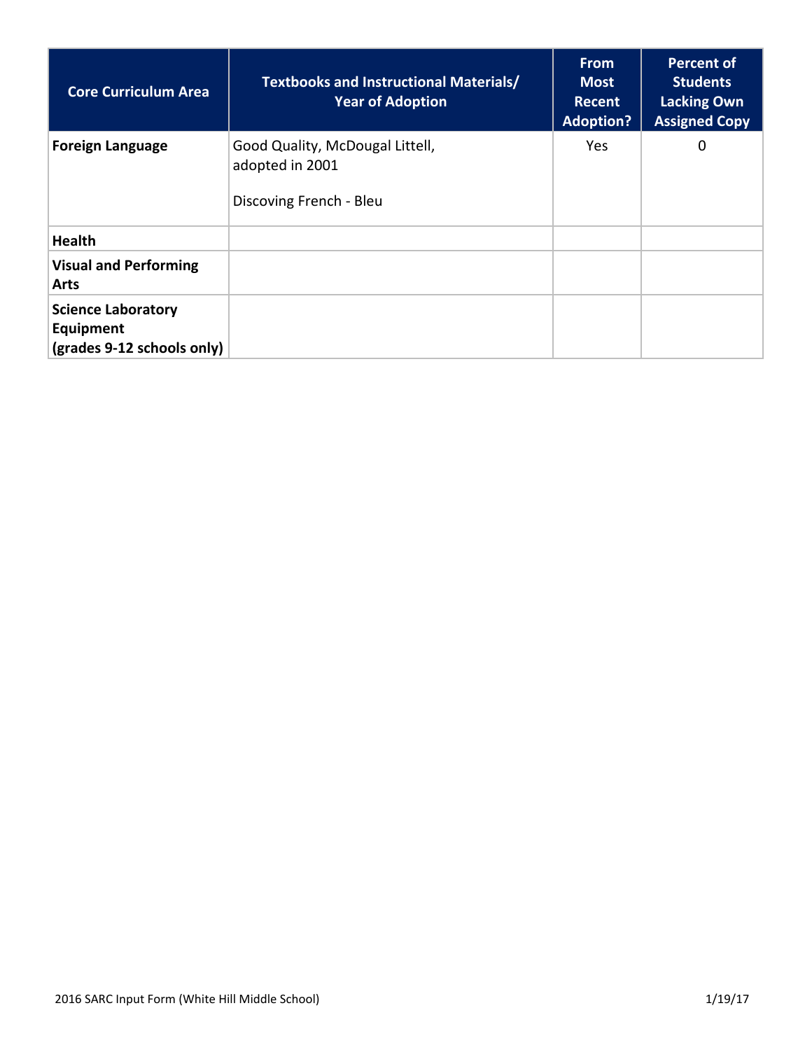| Core Curriculum Area | Textbooks and Instructional Materials/ Year of Adoption | From Most Recent Adoption? | Percent of Students Lacking Own Assigned Copy |
|---|---|---|---|
| **Foreign Language** | Good Quality, McDougal Littell, adopted in 2001<br><br>Discoving French - Bleu | Yes | 0 |
| **Health** | | | |
| **Visual and Performing Arts** | | | |
| **Science Laboratory Equipment (grades 9-12 schools only)** | | | |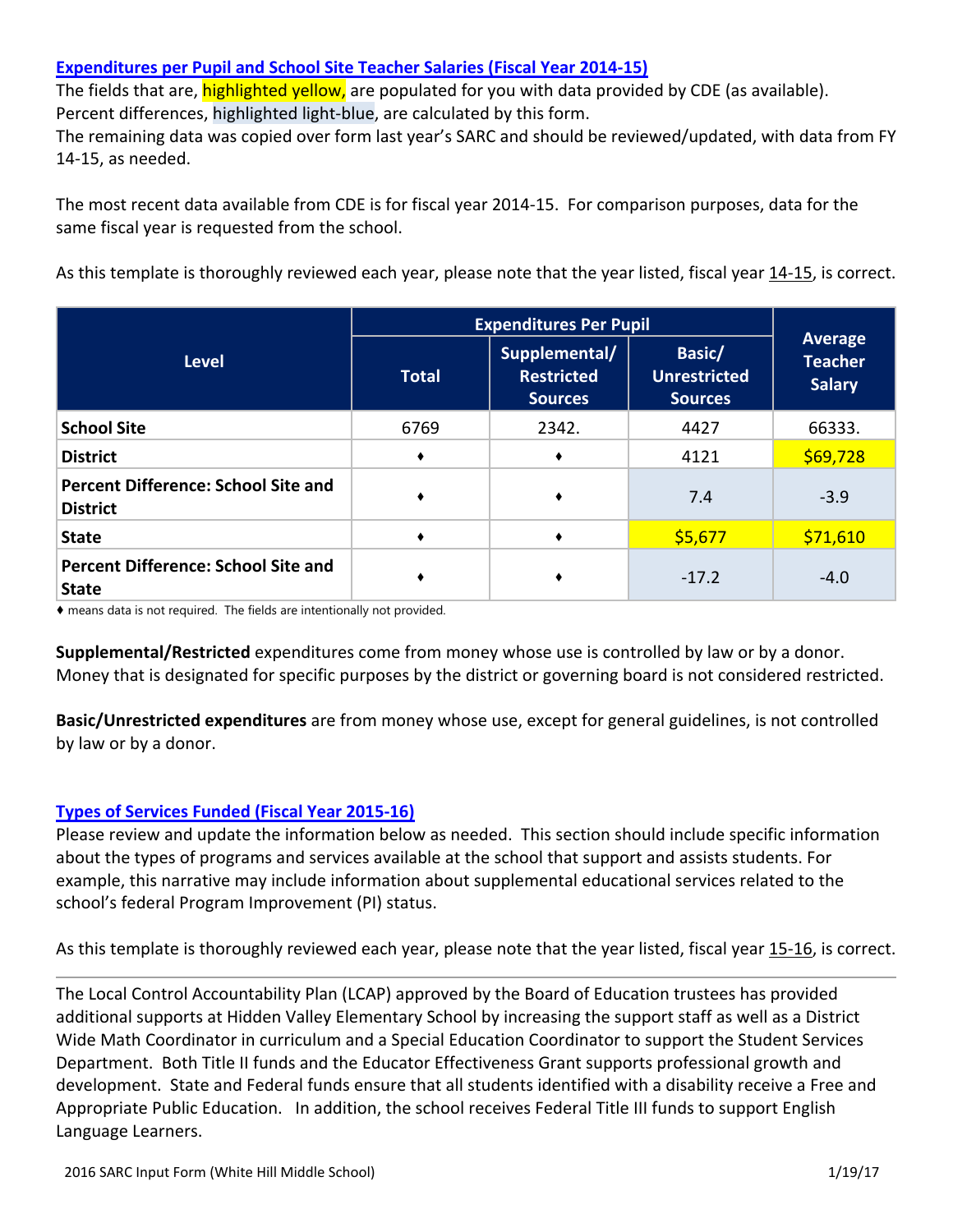### Expenditures per Pupil and School Site Teacher Salaries (Fiscal Year 2014-15)

The fields that are, highlighted yellow, are populated for you with data provided by CDE (as available). Percent differences, highlighted light-blue, are calculated by this form.
The remaining data was copied over form last year's SARC and should be reviewed/updated, with data from FY 14-15, as needed.

The most recent data available from CDE is for fiscal year 2014-15. For comparison purposes, data for the same fiscal year is requested from the school.

As this template is thoroughly reviewed each year, please note that the year listed, fiscal year 14-15, is correct.

| Level | Expenditures Per Pupil | | | Average Teacher Salary |
|---|---|---|---|---|
| | Total | Supplemental/ Restricted Sources | Basic/ Unrestricted Sources | |
| **School Site** | 6769 | 2342. | 4427 | 66333. |
| **District** | ♦ | ♦ | 4121 | $69,728 |
| **Percent Difference: School Site and District** | ♦ | ♦ | 7.4 | -3.9 |
| **State** | ♦ | ♦ | $5,677 | $71,610 |
| **Percent Difference: School Site and State** | ♦ | ♦ | -17.2 | -4.0 |

♦ means data is not required. The fields are intentionally not provided.

**Supplemental/Restricted** expenditures come from money whose use is controlled by law or by a donor. Money that is designated for specific purposes by the district or governing board is not considered restricted.

**Basic/Unrestricted expenditures** are from money whose use, except for general guidelines, is not controlled by law or by a donor.

### Types of Services Funded (Fiscal Year 2015-16)

Please review and update the information below as needed. This section should include specific information about the types of programs and services available at the school that support and assists students. For example, this narrative may include information about supplemental educational services related to the school's federal Program Improvement (PI) status.

As this template is thoroughly reviewed each year, please note that the year listed, fiscal year 15-16, is correct.

---

The Local Control Accountability Plan (LCAP) approved by the Board of Education trustees has provided additional supports at Hidden Valley Elementary School by increasing the support staff as well as a District Wide Math Coordinator in curriculum and a Special Education Coordinator to support the Student Services Department. Both Title II funds and the Educator Effectiveness Grant supports professional growth and development. State and Federal funds ensure that all students identified with a disability receive a Free and Appropriate Public Education. In addition, the school receives Federal Title III funds to support English Language Learners.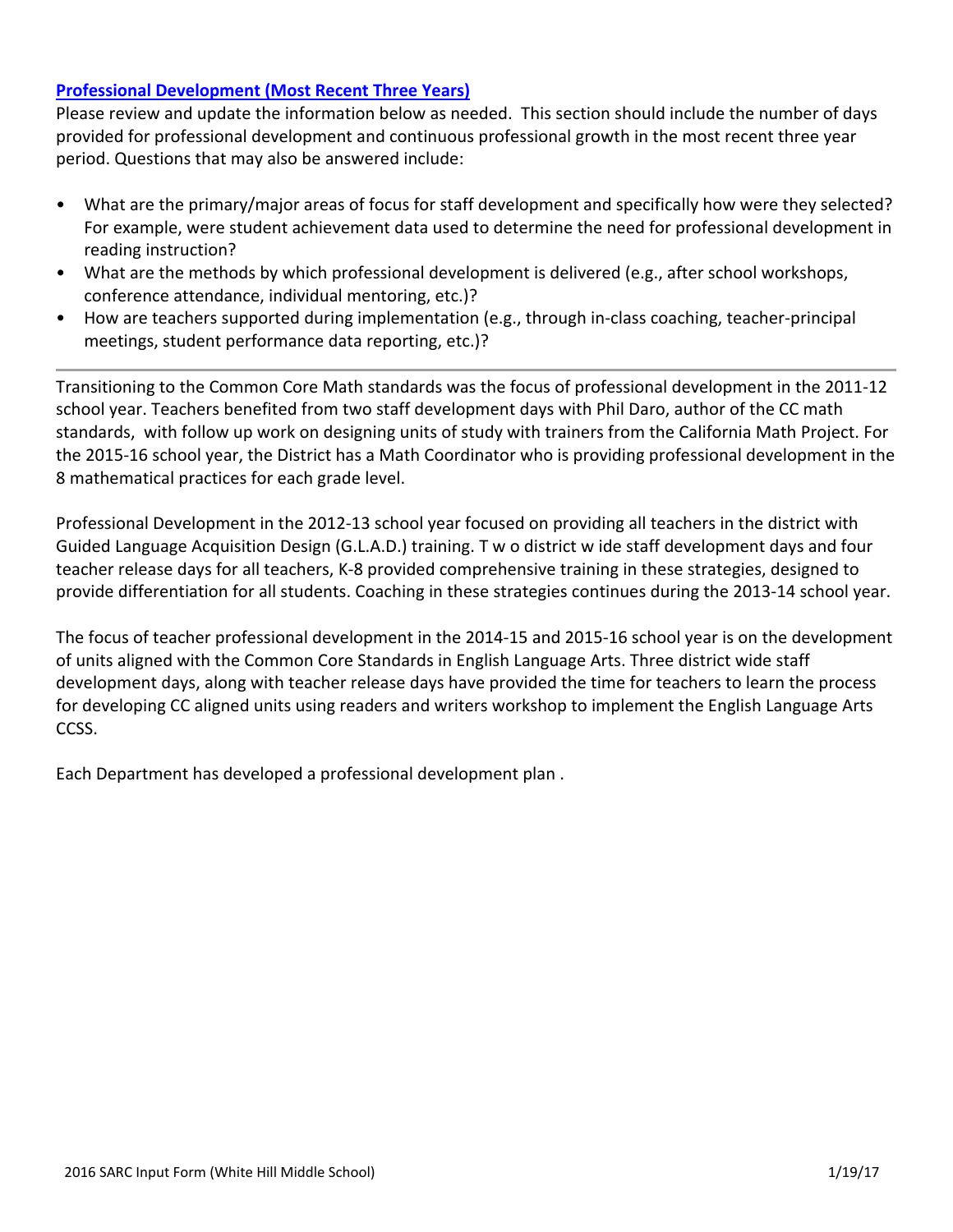## Professional Development (Most Recent Three Years)

Please review and update the information below as needed. This section should include the number of days provided for professional development and continuous professional growth in the most recent three year period. Questions that may also be answered include:

- What are the primary/major areas of focus for staff development and specifically how were they selected? For example, were student achievement data used to determine the need for professional development in reading instruction?
- What are the methods by which professional development is delivered (e.g., after school workshops, conference attendance, individual mentoring, etc.)?
- How are teachers supported during implementation (e.g., through in-class coaching, teacher-principal meetings, student performance data reporting, etc.)?

---

Transitioning to the Common Core Math standards was the focus of professional development in the 2011-12 school year. Teachers benefited from two staff development days with Phil Daro, author of the CC math standards, with follow up work on designing units of study with trainers from the California Math Project. For the 2015-16 school year, the District has a Math Coordinator who is providing professional development in the 8 mathematical practices for each grade level.

Professional Development in the 2012-13 school year focused on providing all teachers in the district with Guided Language Acquisition Design (G.L.A.D.) training. T w o district w ide staff development days and four teacher release days for all teachers, K-8 provided comprehensive training in these strategies, designed to provide differentiation for all students. Coaching in these strategies continues during the 2013-14 school year.

The focus of teacher professional development in the 2014-15 and 2015-16 school year is on the development of units aligned with the Common Core Standards in English Language Arts. Three district wide staff development days, along with teacher release days have provided the time for teachers to learn the process for developing CC aligned units using readers and writers workshop to implement the English Language Arts CCSS.

Each Department has developed a professional development plan .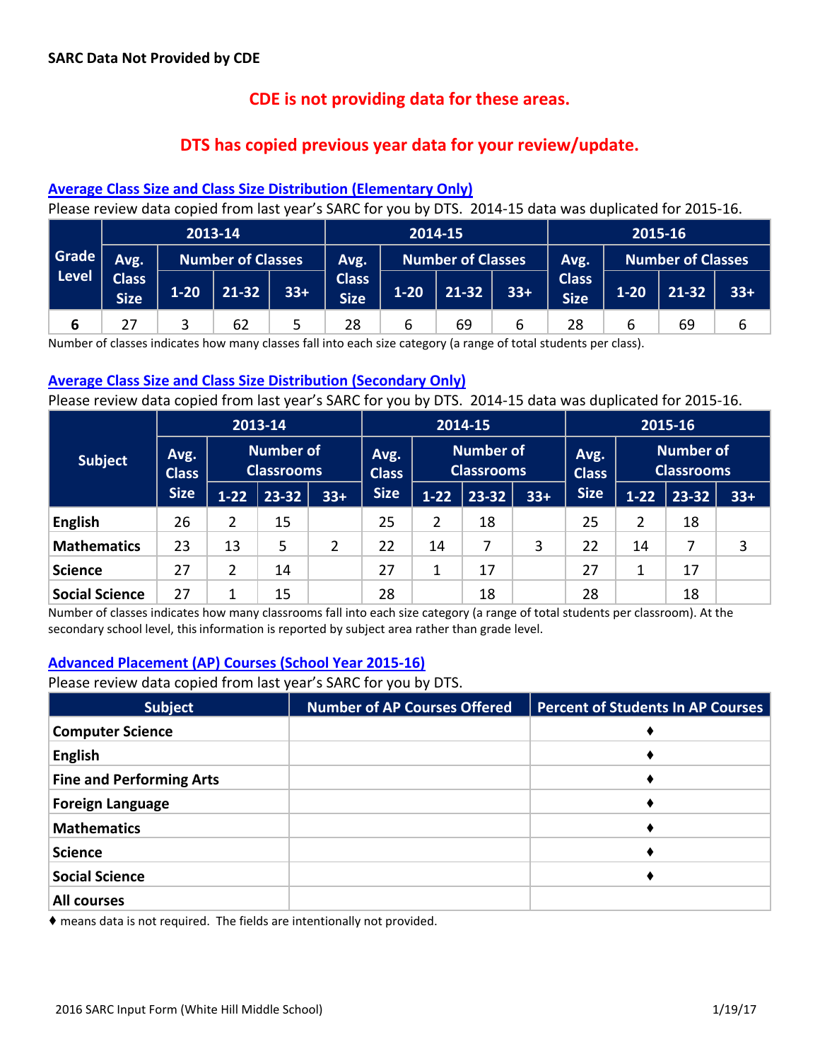**SARC Data Not Provided by CDE**

**CDE is not providing data for these areas.**

**DTS has copied previous year data for your review/update.**

### Average Class Size and Class Size Distribution (Elementary Only)

Please review data copied from last year's SARC for you by DTS. 2014-15 data was duplicated for 2015-16.

| Grade Level | 2013-14 | | | | 2014-15 | | | | 2015-16 | | | |
|---|---|---|---|---|---|---|---|---|---|---|---|---|
| | Avg. Class Size | Number of Classes | | | Avg. Class Size | Number of Classes | | | Avg. Class Size | Number of Classes | | |
| | | 1-20 | 21-32 | 33+ | | 1-20 | 21-32 | 33+ | | 1-20 | 21-32 | 33+ |
| **6** | 27 | 3 | 62 | 5 | 28 | 6 | 69 | 6 | 28 | 6 | 69 | 6 |

Number of classes indicates how many classes fall into each size category (a range of total students per class).

### Average Class Size and Class Size Distribution (Secondary Only)

Please review data copied from last year's SARC for you by DTS. 2014-15 data was duplicated for 2015-16.

| Subject | 2013-14 | | | | 2014-15 | | | | 2015-16 | | | |
|---|---|---|---|---|---|---|---|---|---|---|---|---|
| | Avg. Class Size | Number of Classrooms | | | Avg. Class Size | Number of Classrooms | | | Avg. Class Size | Number of Classrooms | | |
| | | 1-22 | 23-32 | 33+ | | 1-22 | 23-32 | 33+ | | 1-22 | 23-32 | 33+ |
| **English** | 26 | 2 | 15 | | 25 | 2 | 18 | | 25 | 2 | 18 | |
| **Mathematics** | 23 | 13 | 5 | 2 | 22 | 14 | 7 | 3 | 22 | 14 | 7 | 3 |
| **Science** | 27 | 2 | 14 | | 27 | 1 | 17 | | 27 | 1 | 17 | |
| **Social Science** | 27 | 1 | 15 | | 28 | | 18 | | 28 | | 18 | |

Number of classes indicates how many classrooms fall into each size category (a range of total students per classroom). At the secondary school level, this information is reported by subject area rather than grade level.

### Advanced Placement (AP) Courses (School Year 2015-16)

Please review data copied from last year's SARC for you by DTS.

| Subject | Number of AP Courses Offered | Percent of Students In AP Courses |
|---|---|---|
| **Computer Science** | | ♦ |
| **English** | | ♦ |
| **Fine and Performing Arts** | | ♦ |
| **Foreign Language** | | ♦ |
| **Mathematics** | | ♦ |
| **Science** | | ♦ |
| **Social Science** | | ♦ |
| **All courses** | | |

♦ means data is not required. The fields are intentionally not provided.